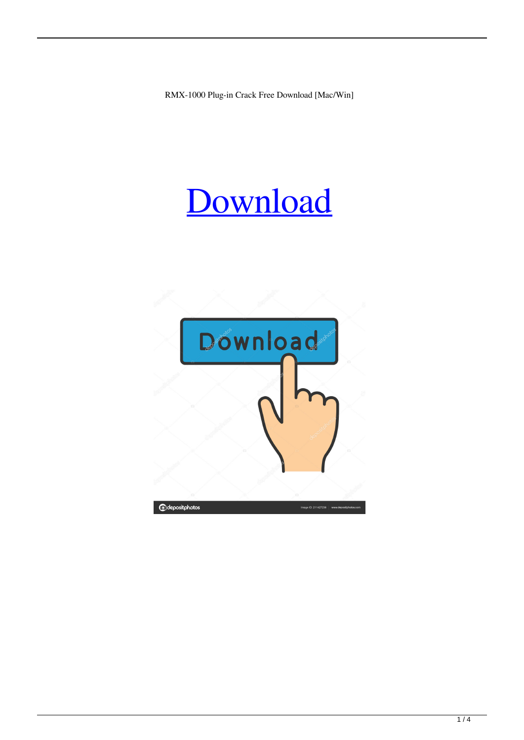RMX-1000 Plug-in Crack Free Download [Mac/Win]

# Download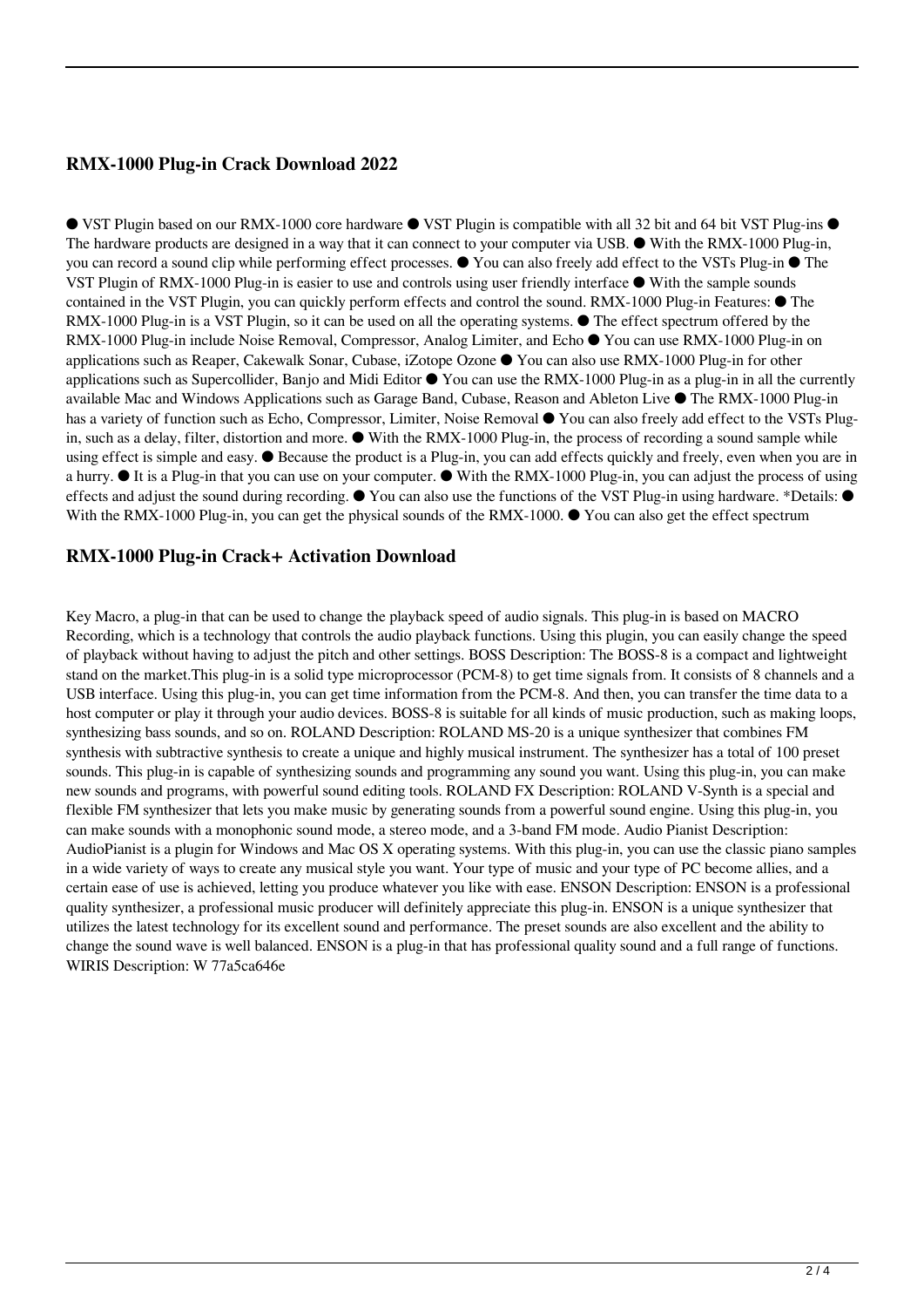## RMX-1000 Plug-in Crack Download 2022

● VST Plugin based on our RMX-1000 core hardware ● VST Plugin is compatible with all 32 bit and 64 bit VST Plug-ins ● The hardware products are designed in a way that it can connect to your computer via USB. ● With the RMX-1000 Plug-in, you can record a sound clip while performing effect processes. ● You can also freely add effect to the VSTs Plug-in ● The VST Plugin of RMX-1000 Plug-in is easier to use and controls using user friendly interface ● With the sample sounds contained in the VST Plugin, you can quickly perform effects and control the sound. RMX-1000 Plug-in Features: ● The RMX-1000 Plug-in is a VST Plugin, so it can be used on all the operating systems. ● The effect spectrum offered by the RMX-1000 Plug-in include Noise Removal, Compressor, Analog Limiter, and Echo ● You can use RMX-1000 Plug-in on applications such as Reaper, Cakewalk Sonar, Cubase, iZotope Ozone ● You can also use RMX-1000 Plug-in for other applications such as Supercollider, Banjo and Midi Editor ● You can use the RMX-1000 Plug-in as a plug-in in all the currently available Mac and Windows Applications such as Garage Band, Cubase, Reason and Ableton Live ● The RMX-1000 Plug-in has a variety of function such as Echo, Compressor, Limiter, Noise Removal ● You can also freely add effect to the VSTs Plug-in, such as a delay, filter, distortion and more. ● With the RMX-1000 Plug-in, the process of recording a sound sample while using effect is simple and easy. ● Because the product is a Plug-in, you can add effects quickly and freely, even when you are in a hurry. ● It is a Plug-in that you can use on your computer. ● With the RMX-1000 Plug-in, you can adjust the process of using effects and adjust the sound during recording. ● You can also use the functions of the VST Plug-in using hardware. *Details: ● With the RMX-1000 Plug-in, you can get the physical sounds of the RMX-1000. ● You can also get the effect spectrum

## RMX-1000 Plug-in Crack+ Activation Download

Key Macro, a plug-in that can be used to change the playback speed of audio signals. This plug-in is based on MACRO Recording, which is a technology that controls the audio playback functions. Using this plugin, you can easily change the speed of playback without having to adjust the pitch and other settings. BOSS Description: The BOSS-8 is a compact and lightweight stand on the market.This plug-in is a solid type microprocessor (PCM-8) to get time signals from. It consists of 8 channels and a USB interface. Using this plug-in, you can get time information from the PCM-8. And then, you can transfer the time data to a host computer or play it through your audio devices. BOSS-8 is suitable for all kinds of music production, such as making loops, synthesizing bass sounds, and so on. ROLAND Description: ROLAND MS-20 is a unique synthesizer that combines FM synthesis with subtractive synthesis to create a unique and highly musical instrument. The synthesizer has a total of 100 preset sounds. This plug-in is capable of synthesizing sounds and programming any sound you want. Using this plug-in, you can make new sounds and programs, with powerful sound editing tools. ROLAND FX Description: ROLAND V-Synth is a special and flexible FM synthesizer that lets you make music by generating sounds from a powerful sound engine. Using this plug-in, you can make sounds with a monophonic sound mode, a stereo mode, and a 3-band FM mode. Audio Pianist Description: AudioPianist is a plugin for Windows and Mac OS X operating systems. With this plug-in, you can use the classic piano samples in a wide variety of ways to create any musical style you want. Your type of music and your type of PC become allies, and a certain ease of use is achieved, letting you produce whatever you like with ease. ENSON Description: ENSON is a professional quality synthesizer, a professional music producer will definitely appreciate this plug-in. ENSON is a unique synthesizer that utilizes the latest technology for its excellent sound and performance. The preset sounds are also excellent and the ability to change the sound wave is well balanced. ENSON is a plug-in that has professional quality sound and a full range of functions. WIRIS Description: W 77a5ca646e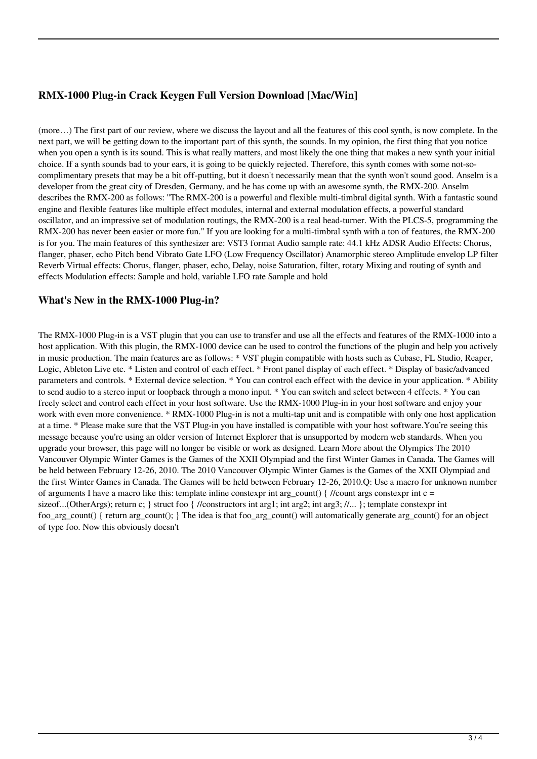## RMX-1000 Plug-in Crack Keygen Full Version Download [Mac/Win]

(more…) The first part of our review, where we discuss the layout and all the features of this cool synth, is now complete. In the next part, we will be getting down to the important part of this synth, the sounds. In my opinion, the first thing that you notice when you open a synth is its sound. This is what really matters, and most likely the one thing that makes a new synth your initial choice. If a synth sounds bad to your ears, it is going to be quickly rejected. Therefore, this synth comes with some not-so-complimentary presets that may be a bit off-putting, but it doesn't necessarily mean that the synth won't sound good. Anselm is a developer from the great city of Dresden, Germany, and he has come up with an awesome synth, the RMX-200. Anselm describes the RMX-200 as follows: "The RMX-200 is a powerful and flexible multi-timbral digital synth. With a fantastic sound engine and flexible features like multiple effect modules, internal and external modulation effects, a powerful standard oscillator, and an impressive set of modulation routings, the RMX-200 is a real head-turner. With the PLCS-5, programming the RMX-200 has never been easier or more fun." If you are looking for a multi-timbral synth with a ton of features, the RMX-200 is for you. The main features of this synthesizer are: VST3 format Audio sample rate: 44.1 kHz ADSR Audio Effects: Chorus, flanger, phaser, echo Pitch bend Vibrato Gate LFO (Low Frequency Oscillator) Anamorphic stereo Amplitude envelop LP filter Reverb Virtual effects: Chorus, flanger, phaser, echo, Delay, noise Saturation, filter, rotary Mixing and routing of synth and effects Modulation effects: Sample and hold, variable LFO rate Sample and hold

## What's New in the RMX-1000 Plug-in?

The RMX-1000 Plug-in is a VST plugin that you can use to transfer and use all the effects and features of the RMX-1000 into a host application. With this plugin, the RMX-1000 device can be used to control the functions of the plugin and help you actively in music production. The main features are as follows: * VST plugin compatible with hosts such as Cubase, FL Studio, Reaper, Logic, Ableton Live etc. * Listen and control of each effect. * Front panel display of each effect. * Display of basic/advanced parameters and controls. * External device selection. * You can control each effect with the device in your application. * Ability to send audio to a stereo input or loopback through a mono input. * You can switch and select between 4 effects. * You can freely select and control each effect in your host software. Use the RMX-1000 Plug-in in your host software and enjoy your work with even more convenience. * RMX-1000 Plug-in is not a multi-tap unit and is compatible with only one host application at a time. * Please make sure that the VST Plug-in you have installed is compatible with your host software.You're seeing this message because you're using an older version of Internet Explorer that is unsupported by modern web standards. When you upgrade your browser, this page will no longer be visible or work as designed. Learn More about the Olympics The 2010 Vancouver Olympic Winter Games is the Games of the XXII Olympiad and the first Winter Games in Canada. The Games will be held between February 12-26, 2010. The 2010 Vancouver Olympic Winter Games is the Games of the XXII Olympiad and the first Winter Games in Canada. The Games will be held between February 12-26, 2010.Q: Use a macro for unknown number of arguments I have a macro like this: template inline constexpr int arg_count() { //count args constexpr int c = sizeof...(OtherArgs); return c; } struct foo { //constructors int arg1; int arg2; int arg3; //... }; template constexpr int foo_arg_count() { return arg_count(); } The idea is that foo_arg_count() will automatically generate arg_count() for an object of type foo. Now this obviously doesn't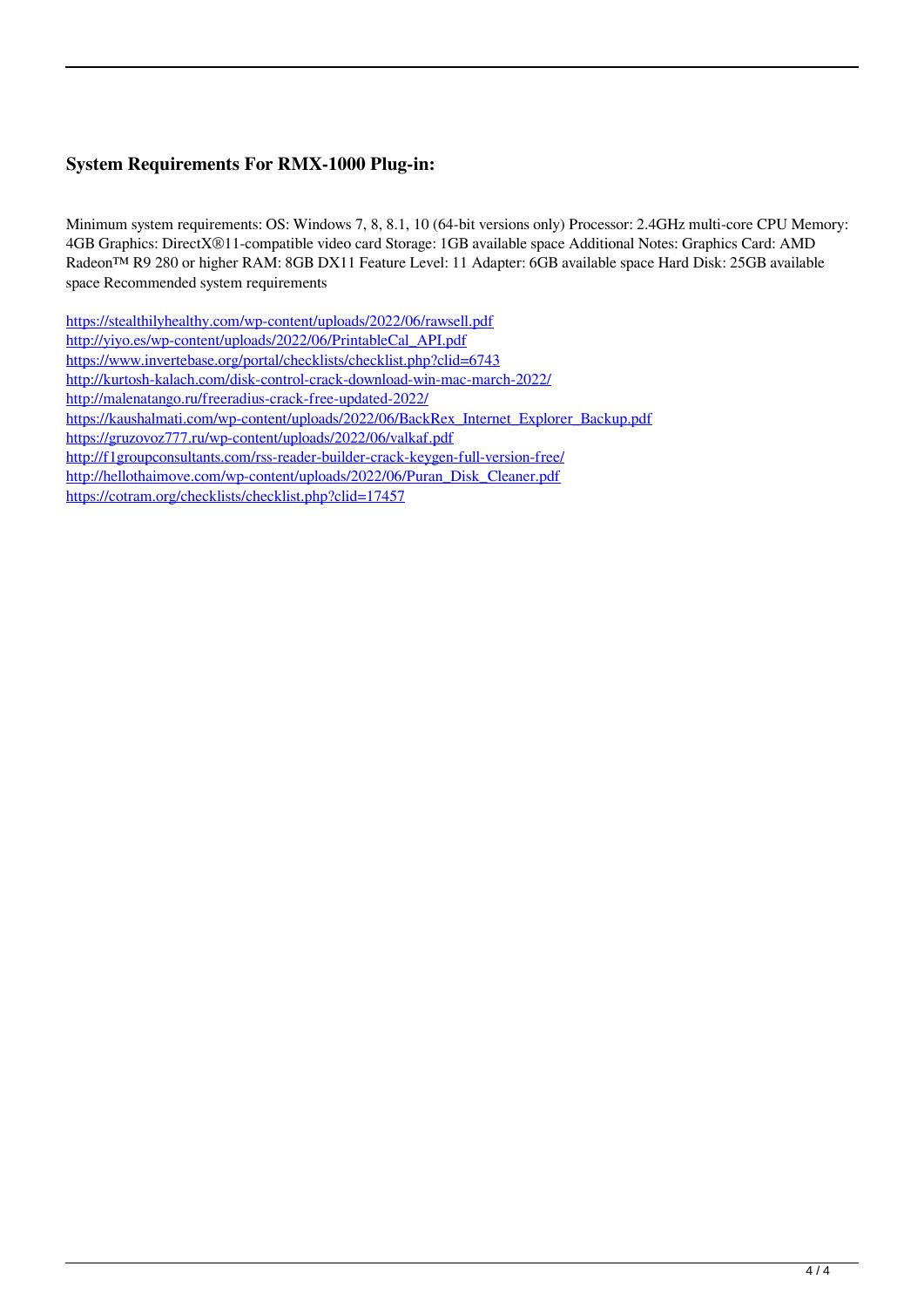### System Requirements For RMX-1000 Plug-in:

Minimum system requirements: OS: Windows 7, 8, 8.1, 10 (64-bit versions only) Processor: 2.4GHz multi-core CPU Memory: 4GB Graphics: DirectX®11-compatible video card Storage: 1GB available space Additional Notes: Graphics Card: AMD Radeon™ R9 280 or higher RAM: 8GB DX11 Feature Level: 11 Adapter: 6GB available space Hard Disk: 25GB available space Recommended system requirements

https://stealthilyhealthy.com/wp-content/uploads/2022/06/rawsell.pdf
http://yiyo.es/wp-content/uploads/2022/06/PrintableCal_API.pdf
https://www.invertebase.org/portal/checklists/checklist.php?clid=6743
http://kurtosh-kalach.com/disk-control-crack-download-win-mac-march-2022/
http://malenatango.ru/freeradius-crack-free-updated-2022/
https://kaushalmati.com/wp-content/uploads/2022/06/BackRex_Internet_Explorer_Backup.pdf
https://gruzovoz777.ru/wp-content/uploads/2022/06/valkaf.pdf
http://f1groupconsultants.com/rss-reader-builder-crack-keygen-full-version-free/
http://hellothaimove.com/wp-content/uploads/2022/06/Puran_Disk_Cleaner.pdf
https://cotram.org/checklists/checklist.php?clid=17457